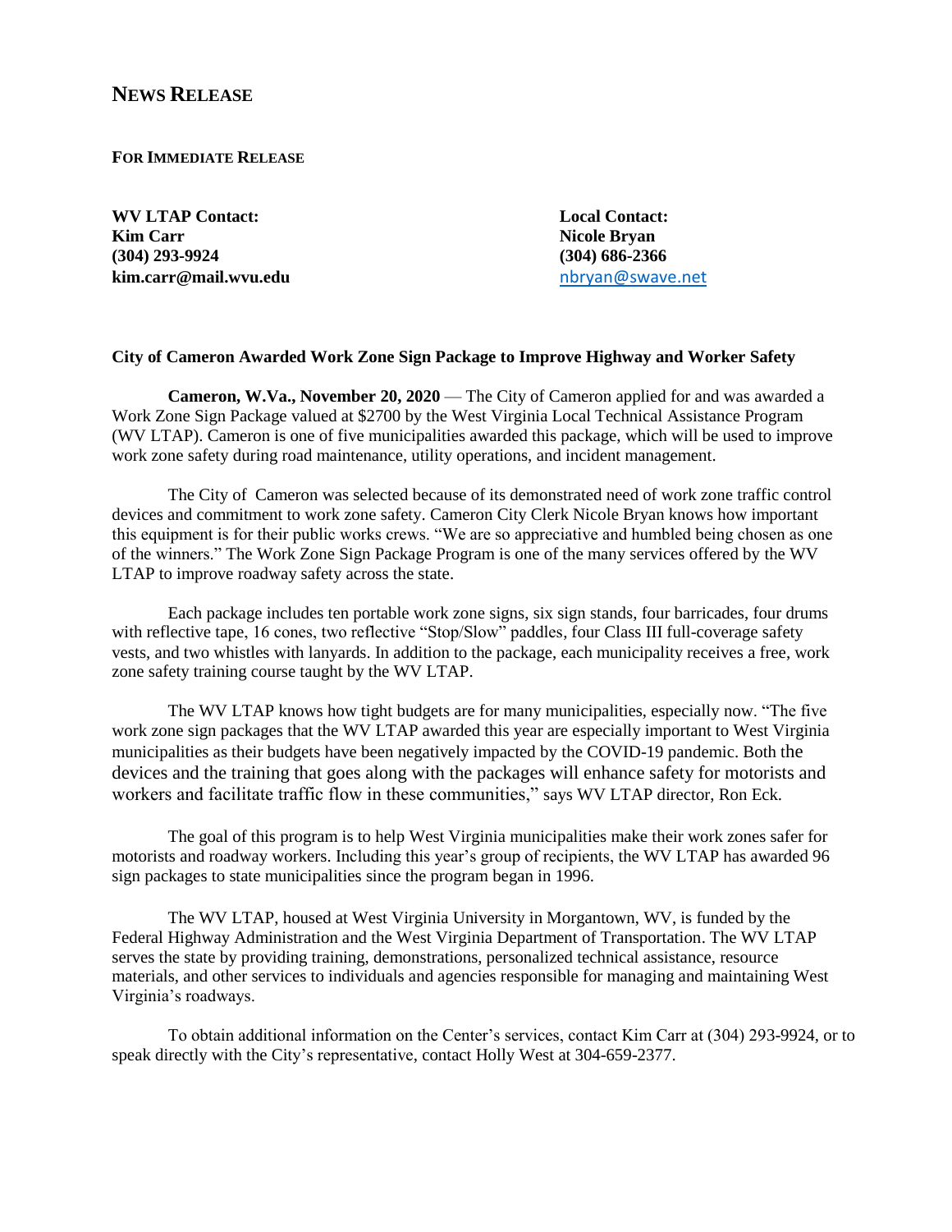# NEWS RELEASE

**FOR IMMEDIATE RELEASE**

**WV LTAP Contact:**
**Kim Carr**
**(304) 293-9924**
**kim.carr@mail.wvu.edu**

**Local Contact:**
**Nicole Bryan**
**(304) 686-2366**
nbryan@swave.net

**City of Cameron Awarded Work Zone Sign Package to Improve Highway and Worker Safety**

**Cameron, W.Va., November 20, 2020** — The City of Cameron applied for and was awarded a Work Zone Sign Package valued at $2700 by the West Virginia Local Technical Assistance Program (WV LTAP). Cameron is one of five municipalities awarded this package, which will be used to improve work zone safety during road maintenance, utility operations, and incident management.

The City of Cameron was selected because of its demonstrated need of work zone traffic control devices and commitment to work zone safety. Cameron City Clerk Nicole Bryan knows how important this equipment is for their public works crews. "We are so appreciative and humbled being chosen as one of the winners." The Work Zone Sign Package Program is one of the many services offered by the WV LTAP to improve roadway safety across the state.

Each package includes ten portable work zone signs, six sign stands, four barricades, four drums with reflective tape, 16 cones, two reflective "Stop/Slow" paddles, four Class III full-coverage safety vests, and two whistles with lanyards. In addition to the package, each municipality receives a free, work zone safety training course taught by the WV LTAP.

The WV LTAP knows how tight budgets are for many municipalities, especially now. "The five work zone sign packages that the WV LTAP awarded this year are especially important to West Virginia municipalities as their budgets have been negatively impacted by the COVID-19 pandemic. Both the devices and the training that goes along with the packages will enhance safety for motorists and workers and facilitate traffic flow in these communities," says WV LTAP director, Ron Eck.

The goal of this program is to help West Virginia municipalities make their work zones safer for motorists and roadway workers. Including this year's group of recipients, the WV LTAP has awarded 96 sign packages to state municipalities since the program began in 1996.

The WV LTAP, housed at West Virginia University in Morgantown, WV, is funded by the Federal Highway Administration and the West Virginia Department of Transportation. The WV LTAP serves the state by providing training, demonstrations, personalized technical assistance, resource materials, and other services to individuals and agencies responsible for managing and maintaining West Virginia's roadways.

To obtain additional information on the Center's services, contact Kim Carr at (304) 293-9924, or to speak directly with the City's representative, contact Holly West at 304-659-2377.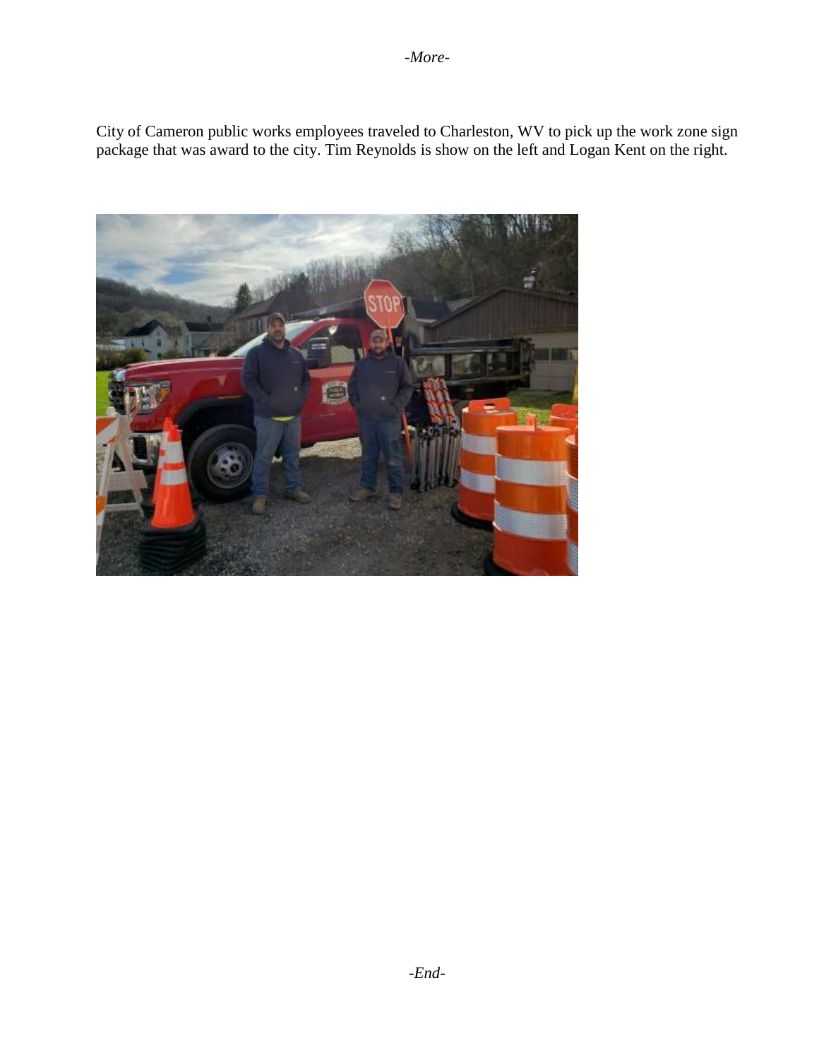*-More-*

City of Cameron public works employees traveled to Charleston, WV to pick up the work zone sign package that was award to the city. Tim Reynolds is show on the left and Logan Kent on the right.

*-End-*